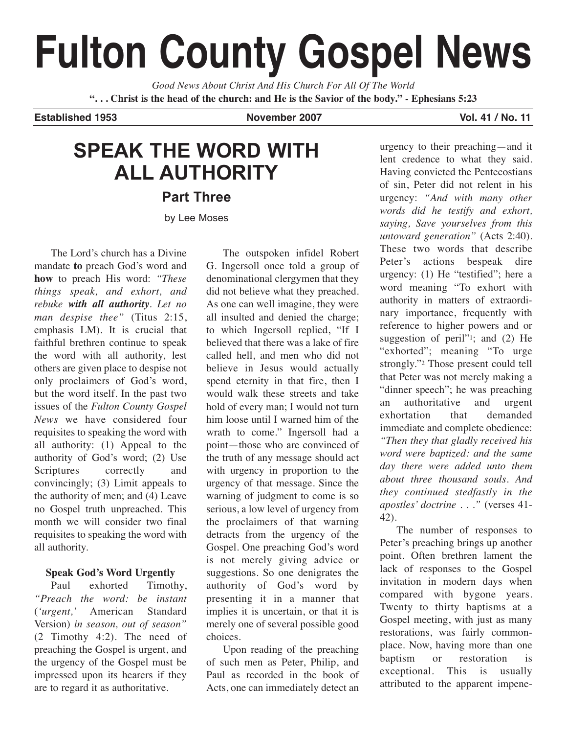# Fulton County Gospel News

*Good News About Christ And His Church For All Of The World*

**". . . Christ is the head of the church: and He is the Savior of the body." - Ephesians 5:23**

**Established 1953** **November 2007** **Vol. 41 / No. 11**

## SPEAK THE WORD WITH ALL AUTHORITY

### Part Three

by Lee Moses

The Lord's church has a Divine mandate **to** preach God's word and **how** to preach His word: *"These things speak, and exhort, and rebuke* ***with all authority****. Let no man despise thee"* (Titus 2:15, emphasis LM). It is crucial that faithful brethren continue to speak the word with all authority, lest others are given place to despise not only proclaimers of God's word, but the word itself. In the past two issues of the *Fulton County Gospel News* we have considered four requisites to speaking the word with all authority: (1) Appeal to the authority of God's word; (2) Use Scriptures correctly and convincingly; (3) Limit appeals to the authority of men; and (4) Leave no Gospel truth unpreached. This month we will consider two final requisites to speaking the word with all authority.

**Speak God's Word Urgently**

Paul exhorted Timothy, *"Preach the word: be instant* (*'urgent,'* American Standard Version) *in season, out of season"* (2 Timothy 4:2). The need of preaching the Gospel is urgent, and the urgency of the Gospel must be impressed upon its hearers if they are to regard it as authoritative.

The outspoken infidel Robert G. Ingersoll once told a group of denominational clergymen that they did not believe what they preached. As one can well imagine, they were all insulted and denied the charge; to which Ingersoll replied, "If I believed that there was a lake of fire called hell, and men who did not believe in Jesus would actually spend eternity in that fire, then I would walk these streets and take hold of every man; I would not turn him loose until I warned him of the wrath to come." Ingersoll had a point—those who are convinced of the truth of any message should act with urgency in proportion to the urgency of that message. Since the warning of judgment to come is so serious, a low level of urgency from the proclaimers of that warning detracts from the urgency of the Gospel. One preaching God's word is not merely giving advice or suggestions. So one denigrates the authority of God's word by presenting it in a manner that implies it is uncertain, or that it is merely one of several possible good choices.

Upon reading of the preaching of such men as Peter, Philip, and Paul as recorded in the book of Acts, one can immediately detect an urgency to their preaching—and it lent credence to what they said. Having convicted the Pentecostians of sin, Peter did not relent in his urgency: *"And with many other words did he testify and exhort, saying, Save yourselves from this untoward generation"* (Acts 2:40). These two words that describe Peter's actions bespeak dire urgency: (1) He "testified"; here a word meaning "To exhort with authority in matters of extraordinary importance, frequently with reference to higher powers and or suggestion of peril"[1]; and (2) He "exhorted"; meaning "To urge strongly."[2] Those present could tell that Peter was not merely making a "dinner speech"; he was preaching an authoritative and urgent exhortation that demanded immediate and complete obedience: *"Then they that gladly received his word were baptized: and the same day there were added unto them about three thousand souls. And they continued stedfastly in the apostles' doctrine . . ."* (verses 41-42).

The number of responses to Peter's preaching brings up another point. Often brethren lament the lack of responses to the Gospel invitation in modern days when compared with bygone years. Twenty to thirty baptisms at a Gospel meeting, with just as many restorations, was fairly commonplace. Now, having more than one baptism or restoration is exceptional. This is usually attributed to the apparent impene-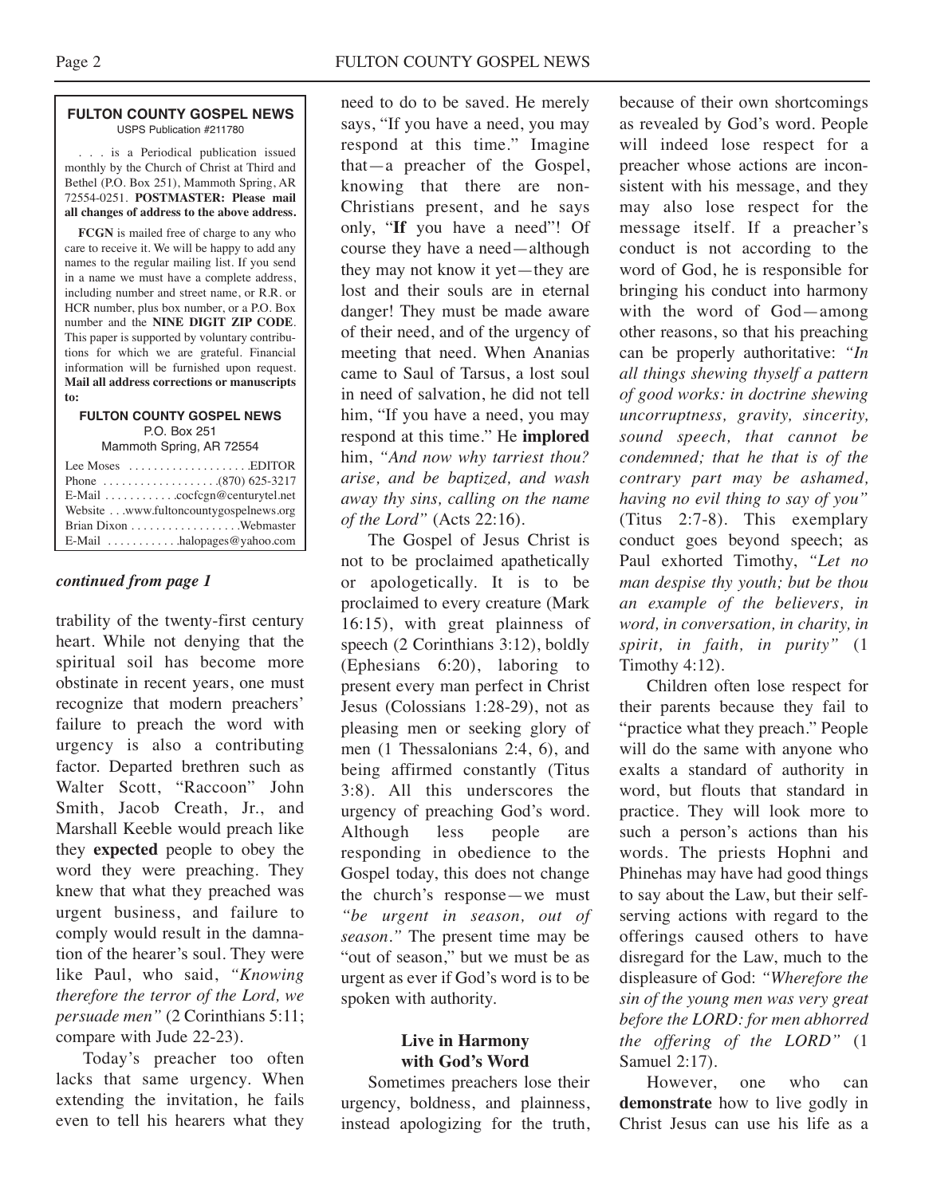**FULTON COUNTY GOSPEL NEWS**
USPS Publication #211780

. . . is a Periodical publication issued monthly by the Church of Christ at Third and Bethel (P.O. Box 251), Mammoth Spring, AR 72554-0251. **POSTMASTER: Please mail all changes of address to the above address.**

**FCGN** is mailed free of charge to any who care to receive it. We will be happy to add any names to the regular mailing list. If you send in a name we must have a complete address, including number and street name, or R.R. or HCR number, plus box number, or a P.O. Box number and the **NINE DIGIT ZIP CODE**. This paper is supported by voluntary contributions for which we are grateful. Financial information will be furnished upon request. **Mail all address corrections or manuscripts to:**

**FULTON COUNTY GOSPEL NEWS**
P.O. Box 251
Mammoth Spring, AR 72554

Lee Moses . . . . . . . . . . . . . . . . . . . .EDITOR
Phone . . . . . . . . . . . . . . . . . . .(870) 625-3217
E-Mail . . . . . . . . . . . .cocfcgn@centurytel.net
Website . . .www.fultoncountygospelnews.org
Brian Dixon . . . . . . . . . . . . . . . . . .Webmaster
E-Mail . . . . . . . . . . . .halopages@yahoo.com

***continued from page 1***

trability of the twenty-first century heart. While not denying that the spiritual soil has become more obstinate in recent years, one must recognize that modern preachers' failure to preach the word with urgency is also a contributing factor. Departed brethren such as Walter Scott, "Raccoon" John Smith, Jacob Creath, Jr., and Marshall Keeble would preach like they **expected** people to obey the word they were preaching. They knew that what they preached was urgent business, and failure to comply would result in the damnation of the hearer's soul. They were like Paul, who said, *"Knowing therefore the terror of the Lord, we persuade men"* (2 Corinthians 5:11; compare with Jude 22-23).

Today's preacher too often lacks that same urgency. When extending the invitation, he fails even to tell his hearers what they need to do to be saved. He merely says, "If you have a need, you may respond at this time." Imagine that—a preacher of the Gospel, knowing that there are non-Christians present, and he says only, "**If** you have a need"! Of course they have a need—although they may not know it yet—they are lost and their souls are in eternal danger! They must be made aware of their need, and of the urgency of meeting that need. When Ananias came to Saul of Tarsus, a lost soul in need of salvation, he did not tell him, "If you have a need, you may respond at this time." He **implored** him, *"And now why tarriest thou? arise, and be baptized, and wash away thy sins, calling on the name of the Lord"* (Acts 22:16).

The Gospel of Jesus Christ is not to be proclaimed apathetically or apologetically. It is to be proclaimed to every creature (Mark 16:15), with great plainness of speech (2 Corinthians 3:12), boldly (Ephesians 6:20), laboring to present every man perfect in Christ Jesus (Colossians 1:28-29), not as pleasing men or seeking glory of men (1 Thessalonians 2:4, 6), and being affirmed constantly (Titus 3:8). All this underscores the urgency of preaching God's word. Although less people are responding in obedience to the Gospel today, this does not change the church's response—we must *"be urgent in season, out of season."* The present time may be "out of season," but we must be as urgent as ever if God's word is to be spoken with authority.

### Live in Harmony with God's Word

Sometimes preachers lose their urgency, boldness, and plainness, instead apologizing for the truth, because of their own shortcomings as revealed by God's word. People will indeed lose respect for a preacher whose actions are inconsistent with his message, and they may also lose respect for the message itself. If a preacher's conduct is not according to the word of God, he is responsible for bringing his conduct into harmony with the word of God—among other reasons, so that his preaching can be properly authoritative: *"In all things shewing thyself a pattern of good works: in doctrine shewing uncorruptness, gravity, sincerity, sound speech, that cannot be condemned; that he that is of the contrary part may be ashamed, having no evil thing to say of you"* (Titus 2:7-8). This exemplary conduct goes beyond speech; as Paul exhorted Timothy, *"Let no man despise thy youth; but be thou an example of the believers, in word, in conversation, in charity, in spirit, in faith, in purity"* (1 Timothy 4:12).

Children often lose respect for their parents because they fail to "practice what they preach." People will do the same with anyone who exalts a standard of authority in word, but flouts that standard in practice. They will look more to such a person's actions than his words. The priests Hophni and Phinehas may have had good things to say about the Law, but their self-serving actions with regard to the offerings caused others to have disregard for the Law, much to the displeasure of God: *"Wherefore the sin of the young men was very great before the LORD: for men abhorred the offering of the LORD"* (1 Samuel 2:17).

However, one who can **demonstrate** how to live godly in Christ Jesus can use his life as a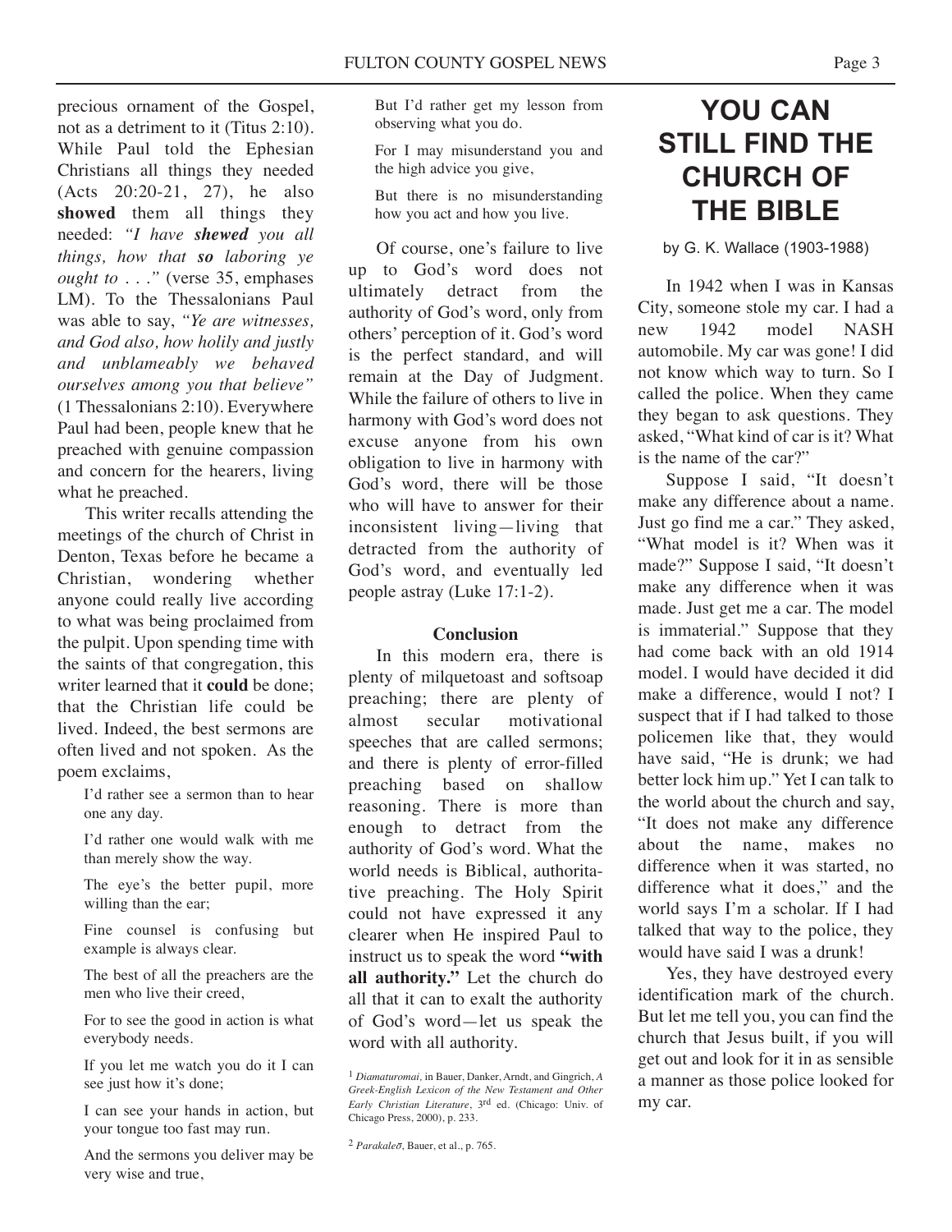precious ornament of the Gospel, not as a detriment to it (Titus 2:10). While Paul told the Ephesian Christians all things they needed (Acts 20:20-21, 27), he also **showed** them all things they needed: *"I have **shewed** you all things, how that **so** laboring ye ought to . . ."* (verse 35, emphases LM). To the Thessalonians Paul was able to say, *"Ye are witnesses, and God also, how holily and justly and unblameably we behaved ourselves among you that believe"* (1 Thessalonians 2:10). Everywhere Paul had been, people knew that he preached with genuine compassion and concern for the hearers, living what he preached.

This writer recalls attending the meetings of the church of Christ in Denton, Texas before he became a Christian, wondering whether anyone could really live according to what was being proclaimed from the pulpit. Upon spending time with the saints of that congregation, this writer learned that it **could** be done; that the Christian life could be lived. Indeed, the best sermons are often lived and not spoken. As the poem exclaims,

> I'd rather see a sermon than to hear one any day.
>
> I'd rather one would walk with me than merely show the way.
>
> The eye's the better pupil, more willing than the ear;
>
> Fine counsel is confusing but example is always clear.
>
> The best of all the preachers are the men who live their creed,
>
> For to see the good in action is what everybody needs.
>
> If you let me watch you do it I can see just how it's done;
>
> I can see your hands in action, but your tongue too fast may run.
>
> And the sermons you deliver may be very wise and true,
>
> But I'd rather get my lesson from observing what you do.
>
> For I may misunderstand you and the high advice you give,
>
> But there is no misunderstanding how you act and how you live.

Of course, one's failure to live up to God's word does not ultimately detract from the authority of God's word, only from others' perception of it. God's word is the perfect standard, and will remain at the Day of Judgment. While the failure of others to live in harmony with God's word does not excuse anyone from his own obligation to live in harmony with God's word, there will be those who will have to answer for their inconsistent living—living that detracted from the authority of God's word, and eventually led people astray (Luke 17:1-2).

**Conclusion**

In this modern era, there is plenty of milquetoast and softsoap preaching; there are plenty of almost secular motivational speeches that are called sermons; and there is plenty of error-filled preaching based on shallow reasoning. There is more than enough to detract from the authority of God's word. What the world needs is Biblical, authoritative preaching. The Holy Spirit could not have expressed it any clearer when He inspired Paul to instruct us to speak the word **"with all authority."** Let the church do all that it can to exalt the authority of God's word—let us speak the word with all authority.

[1] *Diamaturomai*, in Bauer, Danker, Arndt, and Gingrich, *A Greek-English Lexicon of the New Testament and Other Early Christian Literature*, 3rd ed. (Chicago: Univ. of Chicago Press, 2000), p. 233.

[2] *Parakaleō*, Bauer, et al., p. 765.

# YOU CAN STILL FIND THE CHURCH OF THE BIBLE

by G. K. Wallace (1903-1988)

In 1942 when I was in Kansas City, someone stole my car. I had a new 1942 model NASH automobile. My car was gone! I did not know which way to turn. So I called the police. When they came they began to ask questions. They asked, "What kind of car is it? What is the name of the car?"

Suppose I said, "It doesn't make any difference about a name. Just go find me a car." They asked, "What model is it? When was it made?" Suppose I said, "It doesn't make any difference when it was made. Just get me a car. The model is immaterial." Suppose that they had come back with an old 1914 model. I would have decided it did make a difference, would I not? I suspect that if I had talked to those policemen like that, they would have said, "He is drunk; we had better lock him up." Yet I can talk to the world about the church and say, "It does not make any difference about the name, makes no difference when it was started, no difference what it does," and the world says I'm a scholar. If I had talked that way to the police, they would have said I was a drunk!

Yes, they have destroyed every identification mark of the church. But let me tell you, you can find the church that Jesus built, if you will get out and look for it in as sensible a manner as those police looked for my car.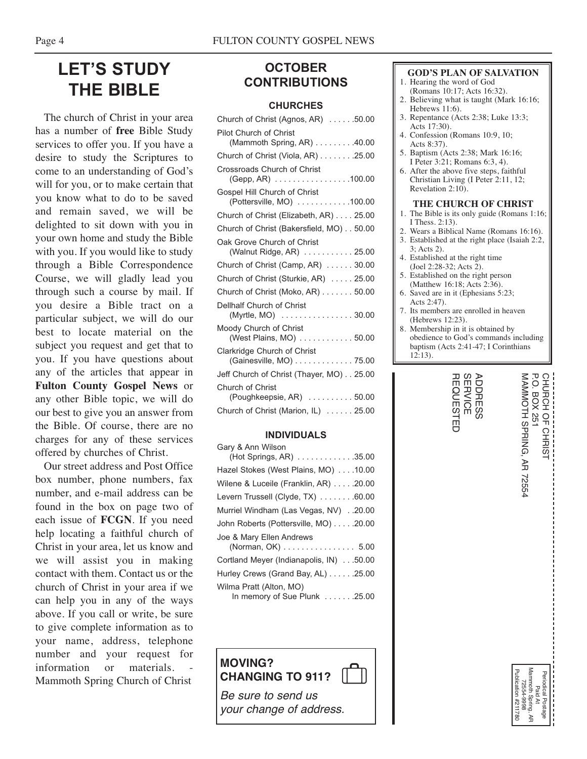# LET'S STUDY THE BIBLE

The church of Christ in your area has a number of **free** Bible Study services to offer you. If you have a desire to study the Scriptures to come to an understanding of God's will for you, or to make certain that you know what to do to be saved and remain saved, we will be delighted to sit down with you in your own home and study the Bible with you. If you would like to study through a Bible Correspondence Course, we will gladly lead you through such a course by mail. If you desire a Bible tract on a particular subject, we will do our best to locate material on the subject you request and get that to you. If you have questions about any of the articles that appear in **Fulton County Gospel News** or any other Bible topic, we will do our best to give you an answer from the Bible. Of course, there are no charges for any of these services offered by churches of Christ.

Our street address and Post Office box number, phone numbers, fax number, and e-mail address can be found in the box on page two of each issue of **FCGN**. If you need help locating a faithful church of Christ in your area, let us know and we will assist you in making contact with them. Contact us or the church of Christ in your area if we can help you in any of the ways above. If you call or write, be sure to give complete information as to your name, address, telephone number and your request for information or materials. - Mammoth Spring Church of Christ

# OCTOBER CONTRIBUTIONS

### CHURCHES

Church of Christ (Agnos, AR) . . . . . .50.00
Pilot Church of Christ (Mammoth Spring, AR) . . . . . . . . .40.00
Church of Christ (Viola, AR) . . . . . . . .25.00
Crossroads Church of Christ (Gepp, AR) . . . . . . . . . . . . . . . .100.00
Gospel Hill Church of Christ (Pottersville, MO) . . . . . . . . . . .100.00
Church of Christ (Elizabeth, AR) . . . . 25.00
Church of Christ (Bakersfield, MO) . . 50.00
Oak Grove Church of Christ (Walnut Ridge, AR) . . . . . . . . . . 25.00
Church of Christ (Camp, AR) . . . . . . 30.00
Church of Christ (Sturkie, AR) . . . . . 25.00
Church of Christ (Moko, AR) . . . . . . . 50.00
Dellhalf Church of Christ (Myrtle, MO) . . . . . . . . . . . . . . . . 30.00
Moody Church of Christ (West Plains, MO) . . . . . . . . . . . . 50.00
Clarkridge Church of Christ (Gainesville, MO) . . . . . . . . . . . . . 75.00
Jeff Church of Christ (Thayer, MO) . . 25.00
Church of Christ (Poughkeepsie, AR) . . . . . . . . . . 50.00
Church of Christ (Marion, IL) . . . . . . 25.00

### INDIVIDUALS

Gary & Ann Wilson (Hot Springs, AR) . . . . . . . . . . . . .35.00
Hazel Stokes (West Plains, MO) . . . .10.00
Wilene & Luceile (Franklin, AR) . . . . .20.00
Levern Trussell (Clyde, TX) . . . . . . . .60.00
Murriel Windham (Las Vegas, NV) . .20.00
John Roberts (Pottersville, MO) . . . . .20.00
Joe & Mary Ellen Andrews (Norman, OK) . . . . . . . . . . . . . . . . 5.00
Cortland Meyer (Indianapolis, IN) . . .50.00
Hurley Crews (Grand Bay, AL) . . . . . .25.00
Wilma Pratt (Alton, MO) In memory of Sue Plunk . . . . . . .25.00

**MOVING? CHANGING TO 911?**

*Be sure to send us your change of address.*

## GOD'S PLAN OF SALVATION

1. Hearing the word of God (Romans 10:17; Acts 16:32).
2. Believing what is taught (Mark 16:16; Hebrews 11:6).
3. Repentance (Acts 2:38; Luke 13:3; Acts 17:30).
4. Confession (Romans 10:9, 10; Acts 8:37).
5. Baptism (Acts 2:38; Mark 16:16; I Peter 3:21; Romans 6:3, 4).
6. After the above five steps, faithful Christian Living (I Peter 2:11, 12; Revelation 2:10).

## THE CHURCH OF CHRIST

1. The Bible is its only guide (Romans 1:16; I Thess. 2:13).
2. Wears a Biblical Name (Romans 16:16).
3. Established at the right place (Isaiah 2:2, 3; Acts 2).
4. Established at the right time (Joel 2:28-32; Acts 2).
5. Established on the right person (Matthew 16:18; Acts 2:36).
6. Saved are in it (Ephesians 5:23; Acts 2:47).
7. Its members are enrolled in heaven (Hebrews 12:23).
8. Membership in it is obtained by obedience to God's commands including baptism (Acts 2:41-47; I Corinthians 12:13).

CHURCH OF CHRIST
P.O. BOX 251
MAMMOTH SPRING, AR 72554

ADDRESS SERVICE REQUESTED

Periodical Postage Paid At Mammoth Spring, AR 72554-9998 Publication #211780